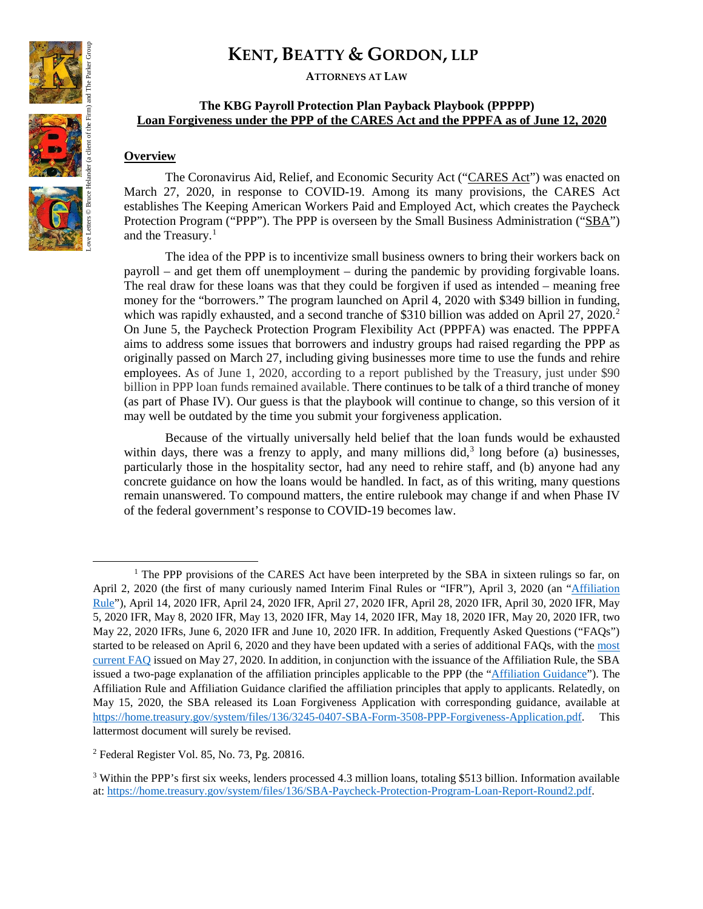# KENT, BEATTY & GORDON, LLP

**ATTORNEYS AT LAW**

Love Letters © Bruce Helander (a client of the Firm) and The Parker Group

## The KBG Payroll Protection Plan Payback Playbook (PPPPP)
## Loan Forgiveness under the PPP of the CARES Act and the PPPFA as of June 12, 2020

### Overview

The Coronavirus Aid, Relief, and Economic Security Act ("CARES Act") was enacted on March 27, 2020, in response to COVID-19. Among its many provisions, the CARES Act establishes The Keeping American Workers Paid and Employed Act, which creates the Paycheck Protection Program ("PPP"). The PPP is overseen by the Small Business Administration ("SBA") and the Treasury.[1]

The idea of the PPP is to incentivize small business owners to bring their workers back on payroll – and get them off unemployment – during the pandemic by providing forgivable loans. The real draw for these loans was that they could be forgiven if used as intended – meaning free money for the "borrowers." The program launched on April 4, 2020 with $349 billion in funding, which was rapidly exhausted, and a second tranche of $310 billion was added on April 27, 2020.[2] On June 5, the Paycheck Protection Program Flexibility Act (PPPFA) was enacted. The PPPFA aims to address some issues that borrowers and industry groups had raised regarding the PPP as originally passed on March 27, including giving businesses more time to use the funds and rehire employees. As of June 1, 2020, according to a report published by the Treasury, just under $90 billion in PPP loan funds remained available. There continues to be talk of a third tranche of money (as part of Phase IV). Our guess is that the playbook will continue to change, so this version of it may well be outdated by the time you submit your forgiveness application.

Because of the virtually universally held belief that the loan funds would be exhausted within days, there was a frenzy to apply, and many millions did,[3] long before (a) businesses, particularly those in the hospitality sector, had any need to rehire staff, and (b) anyone had any concrete guidance on how the loans would be handled. In fact, as of this writing, many questions remain unanswered. To compound matters, the entire rulebook may change if and when Phase IV of the federal government's response to COVID-19 becomes law.

---

[1] The PPP provisions of the CARES Act have been interpreted by the SBA in sixteen rulings so far, on April 2, 2020 (the first of many curiously named Interim Final Rules or "IFR"), April 3, 2020 (an "Affiliation Rule"), April 14, 2020 IFR, April 24, 2020 IFR, April 27, 2020 IFR, April 28, 2020 IFR, April 30, 2020 IFR, May 5, 2020 IFR, May 8, 2020 IFR, May 13, 2020 IFR, May 14, 2020 IFR, May 18, 2020 IFR, May 20, 2020 IFR, two May 22, 2020 IFRs, June 6, 2020 IFR and June 10, 2020 IFR. In addition, Frequently Asked Questions ("FAQs") started to be released on April 6, 2020 and they have been updated with a series of additional FAQs, with the most current FAQ issued on May 27, 2020. In addition, in conjunction with the issuance of the Affiliation Rule, the SBA issued a two-page explanation of the affiliation principles applicable to the PPP (the "Affiliation Guidance"). The Affiliation Rule and Affiliation Guidance clarified the affiliation principles that apply to applicants. Relatedly, on May 15, 2020, the SBA released its Loan Forgiveness Application with corresponding guidance, available at https://home.treasury.gov/system/files/136/3245-0407-SBA-Form-3508-PPP-Forgiveness-Application.pdf. This lattermost document will surely be revised.

[2] Federal Register Vol. 85, No. 73, Pg. 20816.

[3] Within the PPP's first six weeks, lenders processed 4.3 million loans, totaling $513 billion. Information available at: https://home.treasury.gov/system/files/136/SBA-Paycheck-Protection-Program-Loan-Report-Round2.pdf.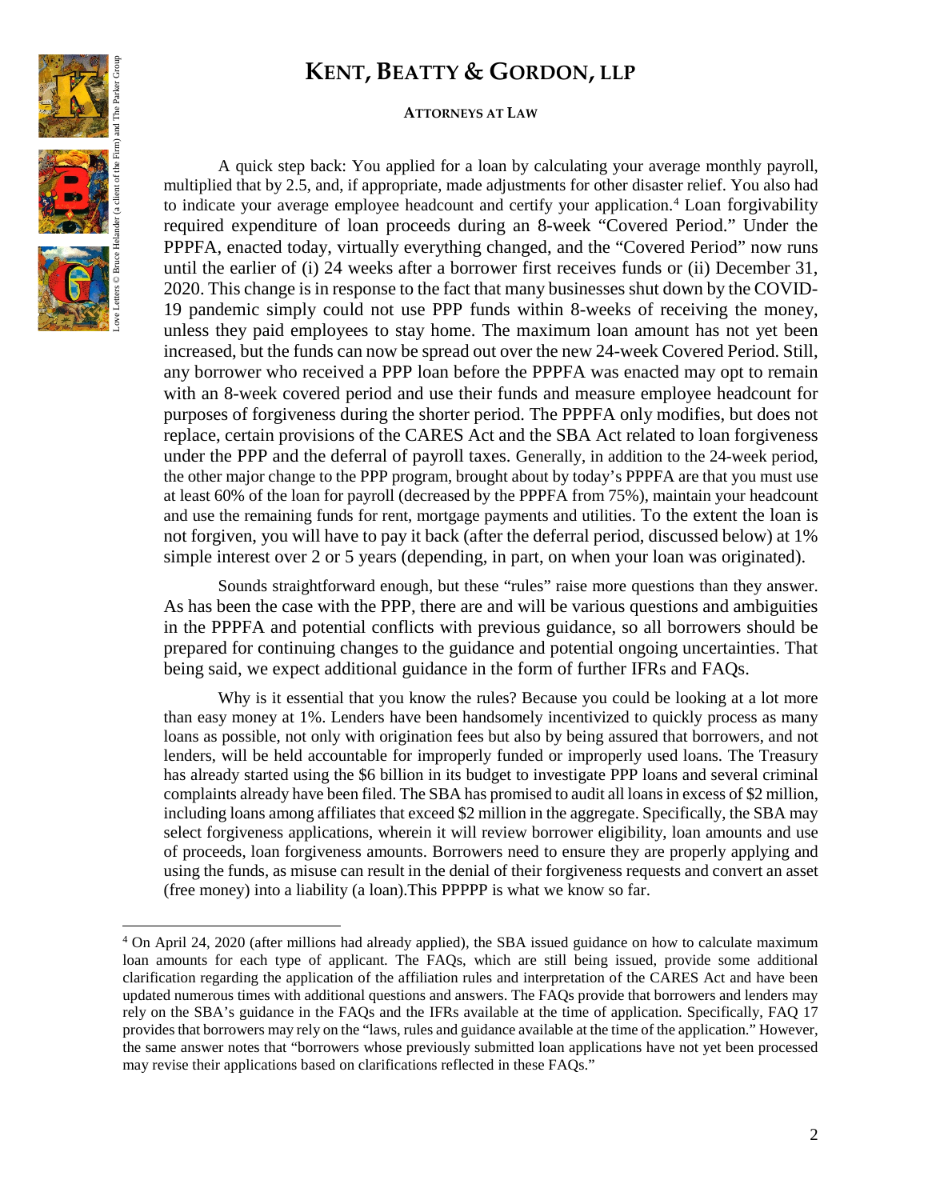A quick step back: You applied for a loan by calculating your average monthly payroll, multiplied that by 2.5, and, if appropriate, made adjustments for other disaster relief. You also had to indicate your average employee headcount and certify your application.[4] Loan forgivability required expenditure of loan proceeds during an 8-week "Covered Period." Under the PPPFA, enacted today, virtually everything changed, and the "Covered Period" now runs until the earlier of (i) 24 weeks after a borrower first receives funds or (ii) December 31, 2020. This change is in response to the fact that many businesses shut down by the COVID-19 pandemic simply could not use PPP funds within 8-weeks of receiving the money, unless they paid employees to stay home. The maximum loan amount has not yet been increased, but the funds can now be spread out over the new 24-week Covered Period. Still, any borrower who received a PPP loan before the PPPFA was enacted may opt to remain with an 8-week covered period and use their funds and measure employee headcount for purposes of forgiveness during the shorter period. The PPPFA only modifies, but does not replace, certain provisions of the CARES Act and the SBA Act related to loan forgiveness under the PPP and the deferral of payroll taxes. Generally, in addition to the 24-week period, the other major change to the PPP program, brought about by today's PPPFA are that you must use at least 60% of the loan for payroll (decreased by the PPPFA from 75%), maintain your headcount and use the remaining funds for rent, mortgage payments and utilities. To the extent the loan is not forgiven, you will have to pay it back (after the deferral period, discussed below) at 1% simple interest over 2 or 5 years (depending, in part, on when your loan was originated).

Sounds straightforward enough, but these "rules" raise more questions than they answer. As has been the case with the PPP, there are and will be various questions and ambiguities in the PPPFA and potential conflicts with previous guidance, so all borrowers should be prepared for continuing changes to the guidance and potential ongoing uncertainties. That being said, we expect additional guidance in the form of further IFRs and FAQs.

Why is it essential that you know the rules? Because you could be looking at a lot more than easy money at 1%. Lenders have been handsomely incentivized to quickly process as many loans as possible, not only with origination fees but also by being assured that borrowers, and not lenders, will be held accountable for improperly funded or improperly used loans. The Treasury has already started using the $6 billion in its budget to investigate PPP loans and several criminal complaints already have been filed. The SBA has promised to audit all loans in excess of $2 million, including loans among affiliates that exceed $2 million in the aggregate. Specifically, the SBA may select forgiveness applications, wherein it will review borrower eligibility, loan amounts and use of proceeds, loan forgiveness amounts. Borrowers need to ensure they are properly applying and using the funds, as misuse can result in the denial of their forgiveness requests and convert an asset (free money) into a liability (a loan).This PPPPP is what we know so far.

---

[4] On April 24, 2020 (after millions had already applied), the SBA issued guidance on how to calculate maximum loan amounts for each type of applicant. The FAQs, which are still being issued, provide some additional clarification regarding the application of the affiliation rules and interpretation of the CARES Act and have been updated numerous times with additional questions and answers. The FAQs provide that borrowers and lenders may rely on the SBA's guidance in the FAQs and the IFRs available at the time of application. Specifically, FAQ 17 provides that borrowers may rely on the "laws, rules and guidance available at the time of the application." However, the same answer notes that "borrowers whose previously submitted loan applications have not yet been processed may revise their applications based on clarifications reflected in these FAQs."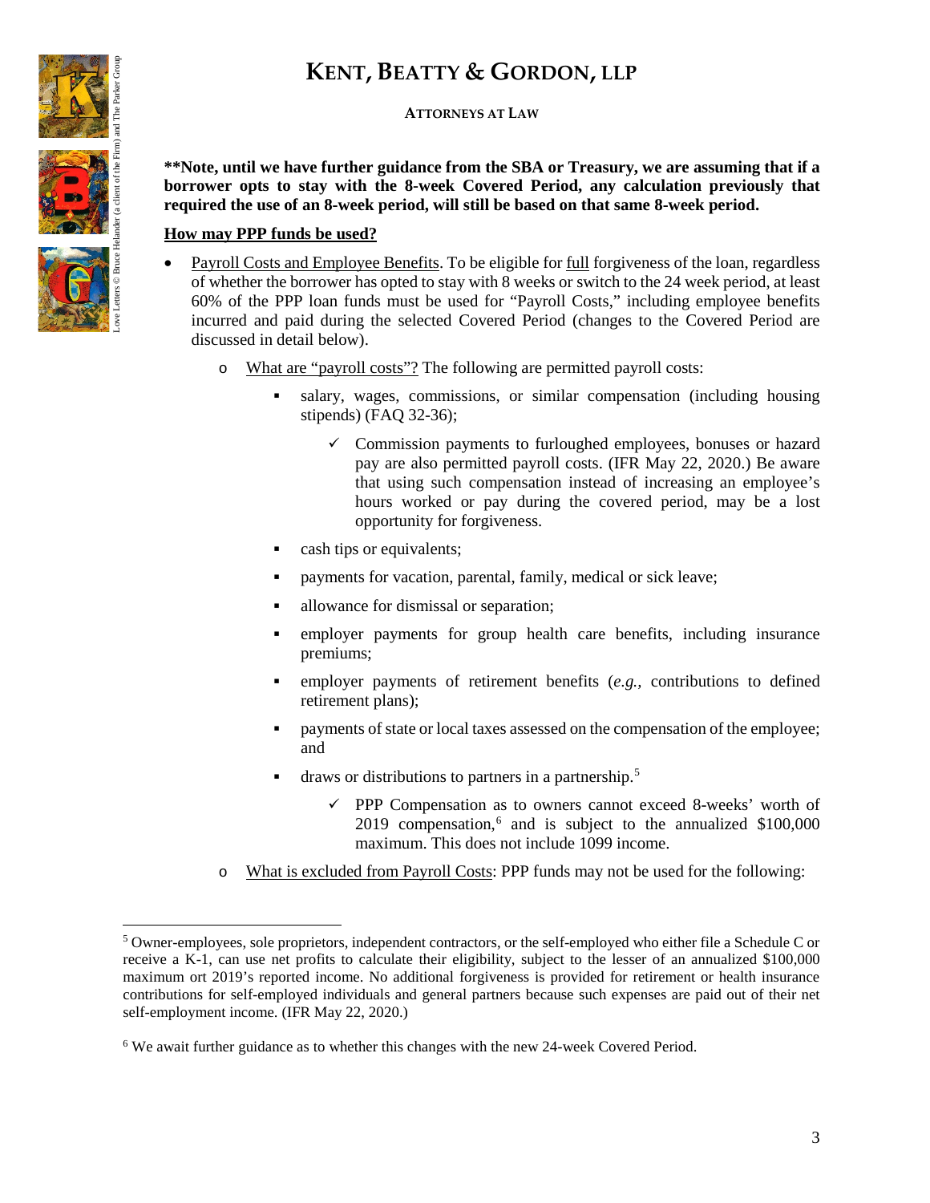**\*\*Note, until we have further guidance from the SBA or Treasury, we are assuming that if a borrower opts to stay with the 8-week Covered Period, any calculation previously that required the use of an 8-week period, will still be based on that same 8-week period.**

**How may PPP funds be used?**

- Payroll Costs and Employee Benefits. To be eligible for full forgiveness of the loan, regardless of whether the borrower has opted to stay with 8 weeks or switch to the 24 week period, at least 60% of the PPP loan funds must be used for "Payroll Costs," including employee benefits incurred and paid during the selected Covered Period (changes to the Covered Period are discussed in detail below).
    - What are "payroll costs"? The following are permitted payroll costs:
        - salary, wages, commissions, or similar compensation (including housing stipends) (FAQ 32-36);
            - ✓ Commission payments to furloughed employees, bonuses or hazard pay are also permitted payroll costs. (IFR May 22, 2020.) Be aware that using such compensation instead of increasing an employee's hours worked or pay during the covered period, may be a lost opportunity for forgiveness.
        - cash tips or equivalents;
        - payments for vacation, parental, family, medical or sick leave;
        - allowance for dismissal or separation;
        - employer payments for group health care benefits, including insurance premiums;
        - employer payments of retirement benefits (*e.g.*, contributions to defined retirement plans);
        - payments of state or local taxes assessed on the compensation of the employee; and
        - draws or distributions to partners in a partnership.[5]
            - ✓ PPP Compensation as to owners cannot exceed 8-weeks' worth of 2019 compensation,[6] and is subject to the annualized $100,000 maximum. This does not include 1099 income.
    - What is excluded from Payroll Costs: PPP funds may not be used for the following:

---

[5] Owner-employees, sole proprietors, independent contractors, or the self-employed who either file a Schedule C or receive a K-1, can use net profits to calculate their eligibility, subject to the lesser of an annualized $100,000 maximum ort 2019's reported income. No additional forgiveness is provided for retirement or health insurance contributions for self-employed individuals and general partners because such expenses are paid out of their net self-employment income. (IFR May 22, 2020.)

[6] We await further guidance as to whether this changes with the new 24-week Covered Period.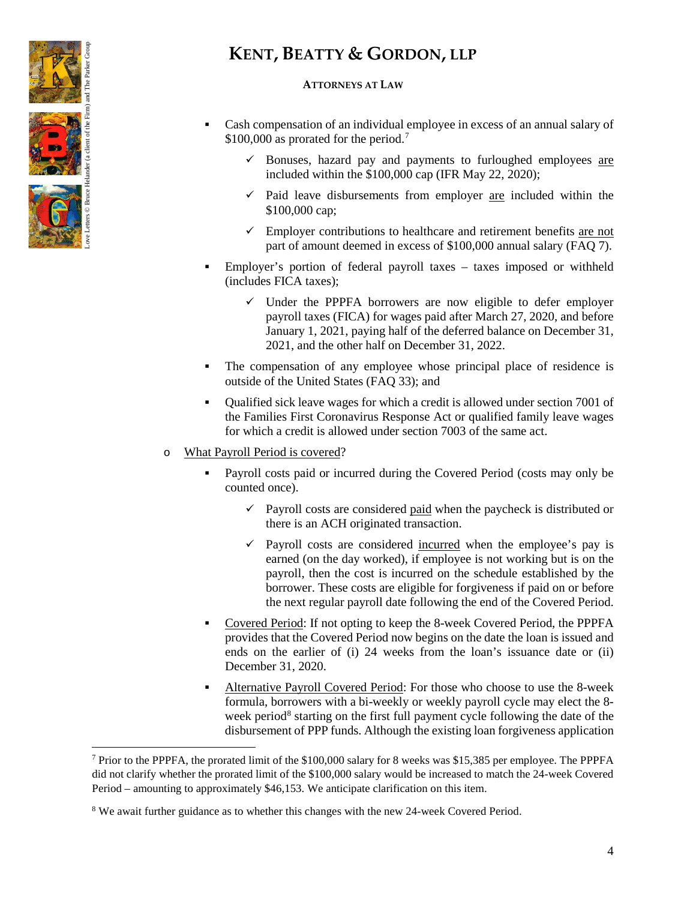- Cash compensation of an individual employee in excess of an annual salary of $100,000 as prorated for the period.[7]
  - ✓ Bonuses, hazard pay and payments to furloughed employees <u>are</u> included within the $100,000 cap (IFR May 22, 2020);
  - ✓ Paid leave disbursements from employer <u>are</u> included within the $100,000 cap;
  - ✓ Employer contributions to healthcare and retirement benefits <u>are not</u> part of amount deemed in excess of $100,000 annual salary (FAQ 7).
- Employer's portion of federal payroll taxes – taxes imposed or withheld (includes FICA taxes);
  - ✓ Under the PPPFA borrowers are now eligible to defer employer payroll taxes (FICA) for wages paid after March 27, 2020, and before January 1, 2021, paying half of the deferred balance on December 31, 2021, and the other half on December 31, 2022.
- The compensation of any employee whose principal place of residence is outside of the United States (FAQ 33); and
- Qualified sick leave wages for which a credit is allowed under section 7001 of the Families First Coronavirus Response Act or qualified family leave wages for which a credit is allowed under section 7003 of the same act.

o <u>What Payroll Period is covered</u>?

- Payroll costs paid or incurred during the Covered Period (costs may only be counted once).
  - ✓ Payroll costs are considered <u>paid</u> when the paycheck is distributed or there is an ACH originated transaction.
  - ✓ Payroll costs are considered <u>incurred</u> when the employee's pay is earned (on the day worked), if employee is not working but is on the payroll, then the cost is incurred on the schedule established by the borrower. These costs are eligible for forgiveness if paid on or before the next regular payroll date following the end of the Covered Period.
- <u>Covered Period</u>: If not opting to keep the 8-week Covered Period, the PPPFA provides that the Covered Period now begins on the date the loan is issued and ends on the earlier of (i) 24 weeks from the loan's issuance date or (ii) December 31, 2020.
- <u>Alternative Payroll Covered Period</u>: For those who choose to use the 8-week formula, borrowers with a bi-weekly or weekly payroll cycle may elect the 8-week period[8] starting on the first full payment cycle following the date of the disbursement of PPP funds. Although the existing loan forgiveness application

---

[7] Prior to the PPPFA, the prorated limit of the $100,000 salary for 8 weeks was $15,385 per employee. The PPPFA did not clarify whether the prorated limit of the $100,000 salary would be increased to match the 24-week Covered Period – amounting to approximately $46,153. We anticipate clarification on this item.

[8] We await further guidance as to whether this changes with the new 24-week Covered Period.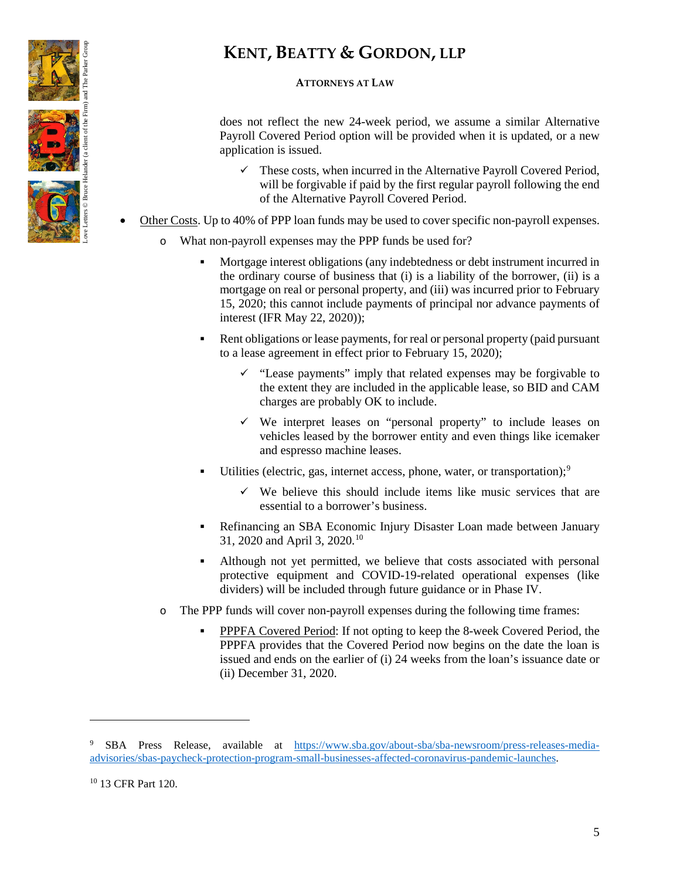does not reflect the new 24-week period, we assume a similar Alternative Payroll Covered Period option will be provided when it is updated, or a new application is issued.

- ✓ These costs, when incurred in the Alternative Payroll Covered Period, will be forgivable if paid by the first regular payroll following the end of the Alternative Payroll Covered Period.

- Other Costs. Up to 40% of PPP loan funds may be used to cover specific non-payroll expenses.
  - What non-payroll expenses may the PPP funds be used for?
    - Mortgage interest obligations (any indebtedness or debt instrument incurred in the ordinary course of business that (i) is a liability of the borrower, (ii) is a mortgage on real or personal property, and (iii) was incurred prior to February 15, 2020; this cannot include payments of principal nor advance payments of interest (IFR May 22, 2020));
    - Rent obligations or lease payments, for real or personal property (paid pursuant to a lease agreement in effect prior to February 15, 2020);
      - ✓ "Lease payments" imply that related expenses may be forgivable to the extent they are included in the applicable lease, so BID and CAM charges are probably OK to include.
      - ✓ We interpret leases on "personal property" to include leases on vehicles leased by the borrower entity and even things like icemaker and espresso machine leases.
    - Utilities (electric, gas, internet access, phone, water, or transportation);[9]
      - ✓ We believe this should include items like music services that are essential to a borrower's business.
    - Refinancing an SBA Economic Injury Disaster Loan made between January 31, 2020 and April 3, 2020.[10]
    - Although not yet permitted, we believe that costs associated with personal protective equipment and COVID-19-related operational expenses (like dividers) will be included through future guidance or in Phase IV.
  - The PPP funds will cover non-payroll expenses during the following time frames:
    - PPPFA Covered Period: If not opting to keep the 8-week Covered Period, the PPPFA provides that the Covered Period now begins on the date the loan is issued and ends on the earlier of (i) 24 weeks from the loan's issuance date or (ii) December 31, 2020.

---

[9] SBA Press Release, available at https://www.sba.gov/about-sba/sba-newsroom/press-releases-media-advisories/sbas-paycheck-protection-program-small-businesses-affected-coronavirus-pandemic-launches.

[10] 13 CFR Part 120.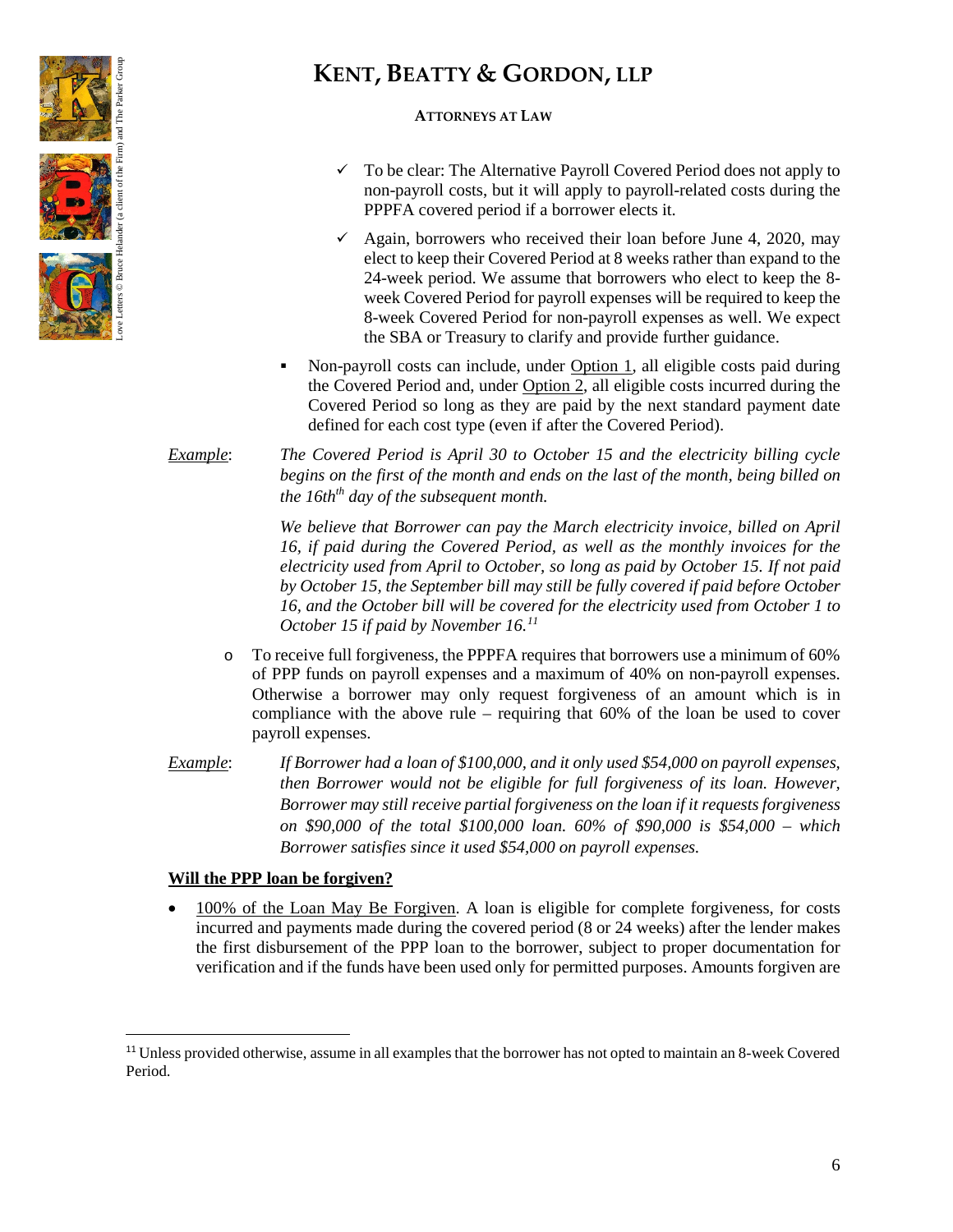- To be clear: The Alternative Payroll Covered Period does not apply to non-payroll costs, but it will apply to payroll-related costs during the PPPFA covered period if a borrower elects it.
- Again, borrowers who received their loan before June 4, 2020, may elect to keep their Covered Period at 8 weeks rather than expand to the 24-week period. We assume that borrowers who elect to keep the 8-week Covered Period for payroll expenses will be required to keep the 8-week Covered Period for non-payroll expenses as well. We expect the SBA or Treasury to clarify and provide further guidance.

- Non-payroll costs can include, under Option 1, all eligible costs paid during the Covered Period and, under Option 2, all eligible costs incurred during the Covered Period so long as they are paid by the next standard payment date defined for each cost type (even if after the Covered Period).

*Example*: *The Covered Period is April 30 to October 15 and the electricity billing cycle begins on the first of the month and ends on the last of the month, being billed on the 16th$^{th}$ day of the subsequent month.*

*We believe that Borrower can pay the March electricity invoice, billed on April 16, if paid during the Covered Period, as well as the monthly invoices for the electricity used from April to October, so long as paid by October 15. If not paid by October 15, the September bill may still be fully covered if paid before October 16, and the October bill will be covered for the electricity used from October 1 to October 15 if paid by November 16.*[11]

- To receive full forgiveness, the PPPFA requires that borrowers use a minimum of 60% of PPP funds on payroll expenses and a maximum of 40% on non-payroll expenses. Otherwise a borrower may only request forgiveness of an amount which is in compliance with the above rule – requiring that 60% of the loan be used to cover payroll expenses.

*Example*: *If Borrower had a loan of $100,000, and it only used $54,000 on payroll expenses, then Borrower would not be eligible for full forgiveness of its loan. However, Borrower may still receive partial forgiveness on the loan if it requests forgiveness on $90,000 of the total $100,000 loan. 60% of $90,000 is $54,000 – which Borrower satisfies since it used $54,000 on payroll expenses.*

**Will the PPP loan be forgiven?**

- 100% of the Loan May Be Forgiven. A loan is eligible for complete forgiveness, for costs incurred and payments made during the covered period (8 or 24 weeks) after the lender makes the first disbursement of the PPP loan to the borrower, subject to proper documentation for verification and if the funds have been used only for permitted purposes. Amounts forgiven are

[11] Unless provided otherwise, assume in all examples that the borrower has not opted to maintain an 8-week Covered Period.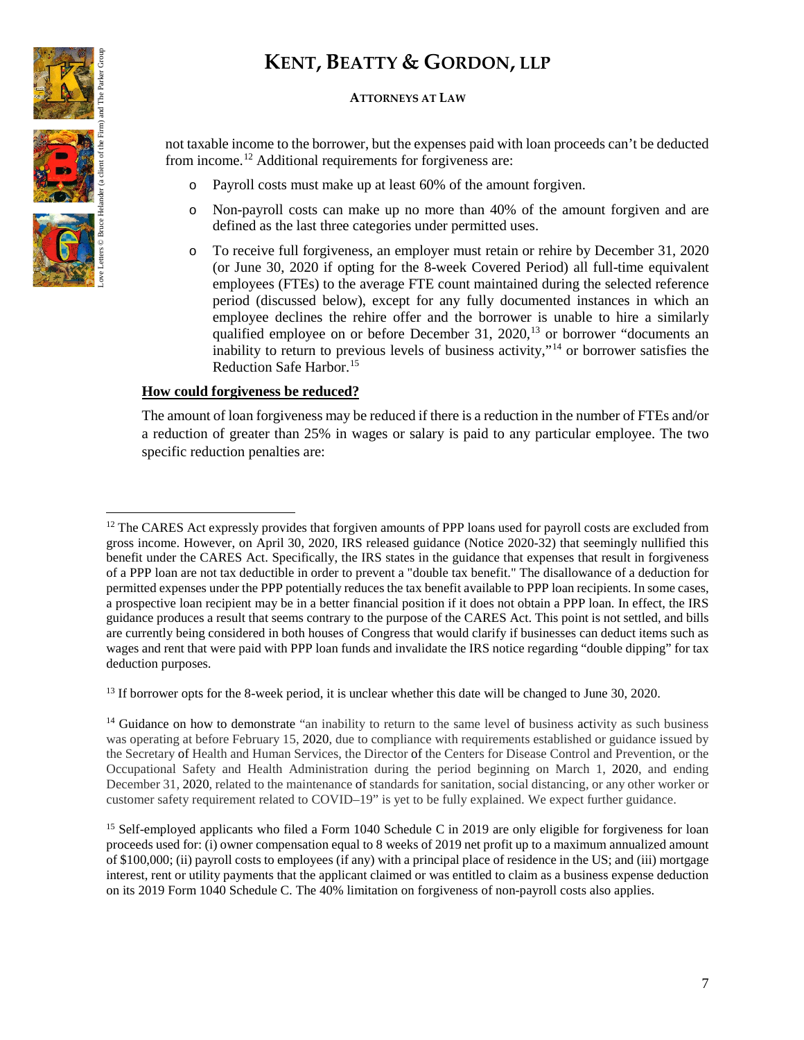not taxable income to the borrower, but the expenses paid with loan proceeds can't be deducted from income.[12] Additional requirements for forgiveness are:

- Payroll costs must make up at least 60% of the amount forgiven.
- Non-payroll costs can make up no more than 40% of the amount forgiven and are defined as the last three categories under permitted uses.
- To receive full forgiveness, an employer must retain or rehire by December 31, 2020 (or June 30, 2020 if opting for the 8-week Covered Period) all full-time equivalent employees (FTEs) to the average FTE count maintained during the selected reference period (discussed below), except for any fully documented instances in which an employee declines the rehire offer and the borrower is unable to hire a similarly qualified employee on or before December 31, 2020,[13] or borrower "documents an inability to return to previous levels of business activity,"[14] or borrower satisfies the Reduction Safe Harbor.[15]

**How could forgiveness be reduced?**

The amount of loan forgiveness may be reduced if there is a reduction in the number of FTEs and/or a reduction of greater than 25% in wages or salary is paid to any particular employee. The two specific reduction penalties are:

---

[12] The CARES Act expressly provides that forgiven amounts of PPP loans used for payroll costs are excluded from gross income. However, on April 30, 2020, IRS released guidance (Notice 2020-32) that seemingly nullified this benefit under the CARES Act. Specifically, the IRS states in the guidance that expenses that result in forgiveness of a PPP loan are not tax deductible in order to prevent a "double tax benefit." The disallowance of a deduction for permitted expenses under the PPP potentially reduces the tax benefit available to PPP loan recipients. In some cases, a prospective loan recipient may be in a better financial position if it does not obtain a PPP loan. In effect, the IRS guidance produces a result that seems contrary to the purpose of the CARES Act. This point is not settled, and bills are currently being considered in both houses of Congress that would clarify if businesses can deduct items such as wages and rent that were paid with PPP loan funds and invalidate the IRS notice regarding "double dipping" for tax deduction purposes.

[13] If borrower opts for the 8-week period, it is unclear whether this date will be changed to June 30, 2020.

[14] Guidance on how to demonstrate "an inability to return to the same level of business activity as such business was operating at before February 15, 2020, due to compliance with requirements established or guidance issued by the Secretary of Health and Human Services, the Director of the Centers for Disease Control and Prevention, or the Occupational Safety and Health Administration during the period beginning on March 1, 2020, and ending December 31, 2020, related to the maintenance of standards for sanitation, social distancing, or any other worker or customer safety requirement related to COVID–19" is yet to be fully explained. We expect further guidance.

[15] Self-employed applicants who filed a Form 1040 Schedule C in 2019 are only eligible for forgiveness for loan proceeds used for: (i) owner compensation equal to 8 weeks of 2019 net profit up to a maximum annualized amount of $100,000; (ii) payroll costs to employees (if any) with a principal place of residence in the US; and (iii) mortgage interest, rent or utility payments that the applicant claimed or was entitled to claim as a business expense deduction on its 2019 Form 1040 Schedule C. The 40% limitation on forgiveness of non-payroll costs also applies.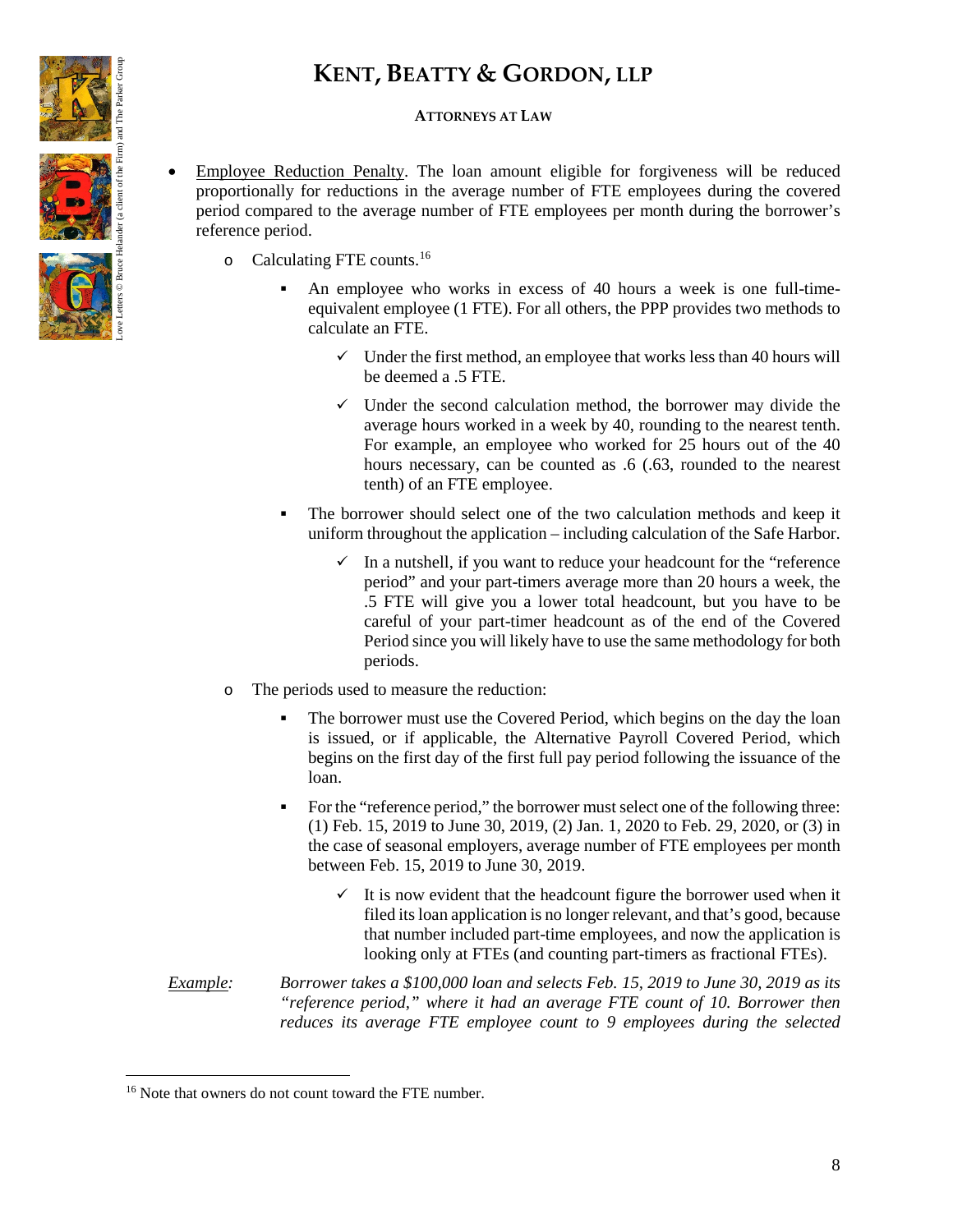- Employee Reduction Penalty. The loan amount eligible for forgiveness will be reduced proportionally for reductions in the average number of FTE employees during the covered period compared to the average number of FTE employees per month during the borrower's reference period.
  - Calculating FTE counts.[16]
    - An employee who works in excess of 40 hours a week is one full-time-equivalent employee (1 FTE). For all others, the PPP provides two methods to calculate an FTE.
      - ✓ Under the first method, an employee that works less than 40 hours will be deemed a .5 FTE.
      - ✓ Under the second calculation method, the borrower may divide the average hours worked in a week by 40, rounding to the nearest tenth. For example, an employee who worked for 25 hours out of the 40 hours necessary, can be counted as .6 (.63, rounded to the nearest tenth) of an FTE employee.
    - The borrower should select one of the two calculation methods and keep it uniform throughout the application – including calculation of the Safe Harbor.
      - ✓ In a nutshell, if you want to reduce your headcount for the "reference period" and your part-timers average more than 20 hours a week, the .5 FTE will give you a lower total headcount, but you have to be careful of your part-timer headcount as of the end of the Covered Period since you will likely have to use the same methodology for both periods.
  - The periods used to measure the reduction:
    - The borrower must use the Covered Period, which begins on the day the loan is issued, or if applicable, the Alternative Payroll Covered Period, which begins on the first day of the first full pay period following the issuance of the loan.
    - For the "reference period," the borrower must select one of the following three: (1) Feb. 15, 2019 to June 30, 2019, (2) Jan. 1, 2020 to Feb. 29, 2020, or (3) in the case of seasonal employers, average number of FTE employees per month between Feb. 15, 2019 to June 30, 2019.
      - ✓ It is now evident that the headcount figure the borrower used when it filed its loan application is no longer relevant, and that's good, because that number included part-time employees, and now the application is looking only at FTEs (and counting part-timers as fractional FTEs).

<u>*Example:*</u> *Borrower takes a $100,000 loan and selects Feb. 15, 2019 to June 30, 2019 as its "reference period," where it had an average FTE count of 10. Borrower then reduces its average FTE employee count to 9 employees during the selected*

---

[16] Note that owners do not count toward the FTE number.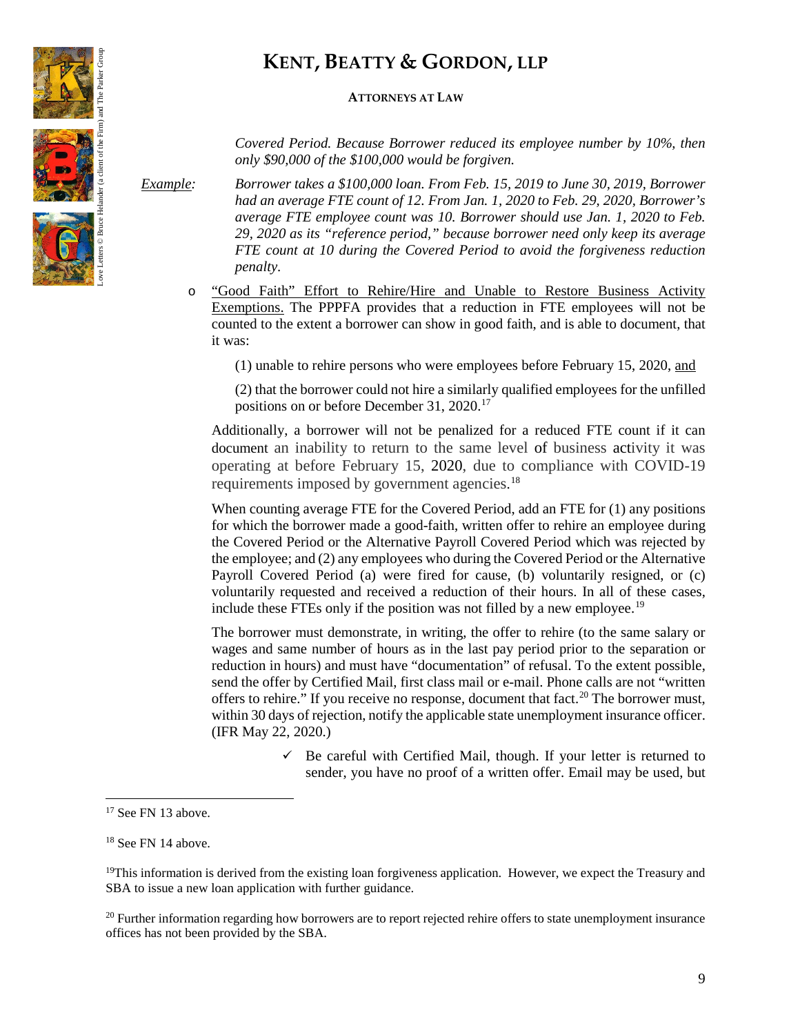*Covered Period. Because Borrower reduced its employee number by 10%, then only $90,000 of the $100,000 would be forgiven.*

<u>*Example*</u>: *Borrower takes a $100,000 loan. From Feb. 15, 2019 to June 30, 2019, Borrower had an average FTE count of 12. From Jan. 1, 2020 to Feb. 29, 2020, Borrower's average FTE employee count was 10. Borrower should use Jan. 1, 2020 to Feb. 29, 2020 as its "reference period," because borrower need only keep its average FTE count at 10 during the Covered Period to avoid the forgiveness reduction penalty.*

- <u>"Good Faith" Effort to Rehire/Hire and Unable to Restore Business Activity Exemptions.</u> The PPPFA provides that a reduction in FTE employees will not be counted to the extent a borrower can show in good faith, and is able to document, that it was:

  (1) unable to rehire persons who were employees before February 15, 2020, <u>and</u>

  (2) that the borrower could not hire a similarly qualified employees for the unfilled positions on or before December 31, 2020.[17]

  Additionally, a borrower will not be penalized for a reduced FTE count if it can document an inability to return to the same level of business activity it was operating at before February 15, 2020, due to compliance with COVID-19 requirements imposed by government agencies.[18]

  When counting average FTE for the Covered Period, add an FTE for (1) any positions for which the borrower made a good-faith, written offer to rehire an employee during the Covered Period or the Alternative Payroll Covered Period which was rejected by the employee; and (2) any employees who during the Covered Period or the Alternative Payroll Covered Period (a) were fired for cause, (b) voluntarily resigned, or (c) voluntarily requested and received a reduction of their hours. In all of these cases, include these FTEs only if the position was not filled by a new employee.[19]

  The borrower must demonstrate, in writing, the offer to rehire (to the same salary or wages and same number of hours as in the last pay period prior to the separation or reduction in hours) and must have "documentation" of refusal. To the extent possible, send the offer by Certified Mail, first class mail or e-mail. Phone calls are not "written offers to rehire." If you receive no response, document that fact.[20] The borrower must, within 30 days of rejection, notify the applicable state unemployment insurance officer. (IFR May 22, 2020.)

  - ✓ Be careful with Certified Mail, though. If your letter is returned to sender, you have no proof of a written offer. Email may be used, but

---

[17] See FN 13 above.

[18] See FN 14 above.

[19] This information is derived from the existing loan forgiveness application. However, we expect the Treasury and SBA to issue a new loan application with further guidance.

[20] Further information regarding how borrowers are to report rejected rehire offers to state unemployment insurance offices has not been provided by the SBA.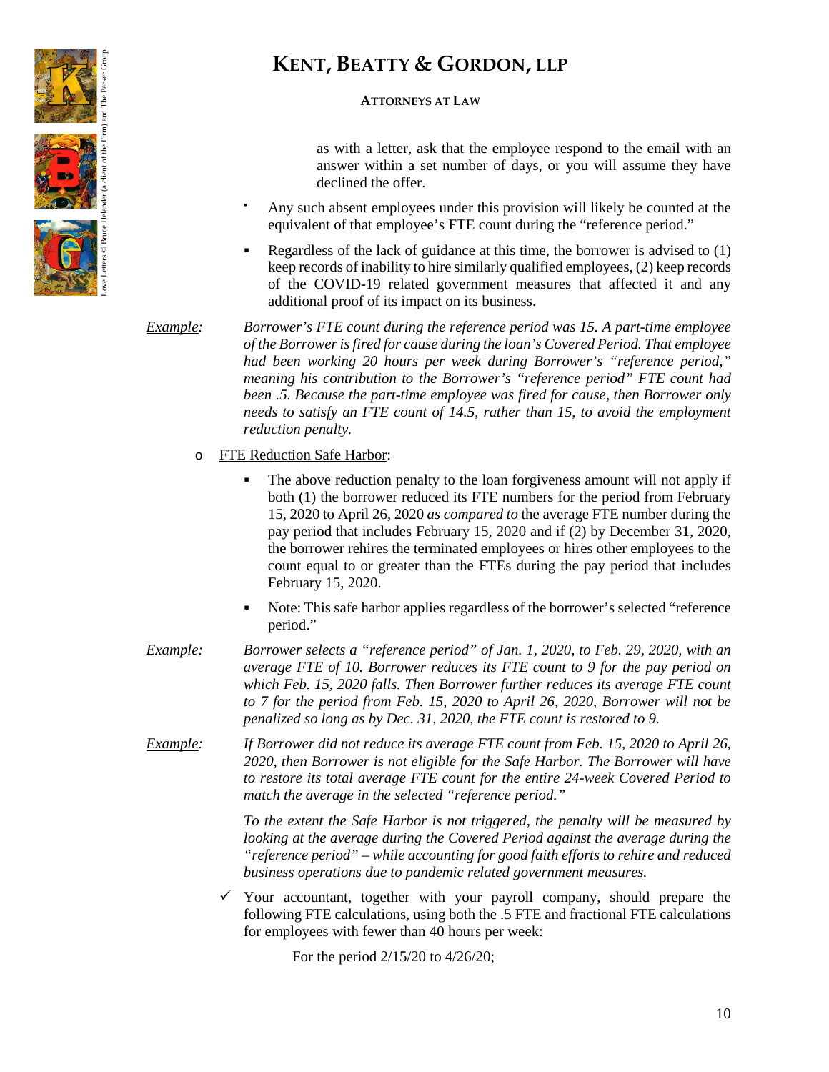as with a letter, ask that the employee respond to the email with an answer within a set number of days, or you will assume they have declined the offer.

- Any such absent employees under this provision will likely be counted at the equivalent of that employee's FTE count during the "reference period."
- Regardless of the lack of guidance at this time, the borrower is advised to (1) keep records of inability to hire similarly qualified employees, (2) keep records of the COVID-19 related government measures that affected it and any additional proof of its impact on its business.

<u>*Example:*</u> *Borrower's FTE count during the reference period was 15. A part-time employee of the Borrower is fired for cause during the loan's Covered Period. That employee had been working 20 hours per week during Borrower's "reference period," meaning his contribution to the Borrower's "reference period" FTE count had been .5. Because the part-time employee was fired for cause, then Borrower only needs to satisfy an FTE count of 14.5, rather than 15, to avoid the employment reduction penalty.*

- <u>FTE Reduction Safe Harbor</u>:
  - The above reduction penalty to the loan forgiveness amount will not apply if both (1) the borrower reduced its FTE numbers for the period from February 15, 2020 to April 26, 2020 *as compared to* the average FTE number during the pay period that includes February 15, 2020 and if (2) by December 31, 2020, the borrower rehires the terminated employees or hires other employees to the count equal to or greater than the FTEs during the pay period that includes February 15, 2020.
  - Note: This safe harbor applies regardless of the borrower's selected "reference period."

<u>*Example:*</u> *Borrower selects a "reference period" of Jan. 1, 2020, to Feb. 29, 2020, with an average FTE of 10. Borrower reduces its FTE count to 9 for the pay period on which Feb. 15, 2020 falls. Then Borrower further reduces its average FTE count to 7 for the period from Feb. 15, 2020 to April 26, 2020, Borrower will not be penalized so long as by Dec. 31, 2020, the FTE count is restored to 9.*

<u>*Example:*</u> *If Borrower did not reduce its average FTE count from Feb. 15, 2020 to April 26, 2020, then Borrower is not eligible for the Safe Harbor. The Borrower will have to restore its total average FTE count for the entire 24-week Covered Period to match the average in the selected "reference period."*

*To the extent the Safe Harbor is not triggered, the penalty will be measured by looking at the average during the Covered Period against the average during the "reference period" – while accounting for good faith efforts to rehire and reduced business operations due to pandemic related government measures.*

✓ Your accountant, together with your payroll company, should prepare the following FTE calculations, using both the .5 FTE and fractional FTE calculations for employees with fewer than 40 hours per week:

For the period 2/15/20 to 4/26/20;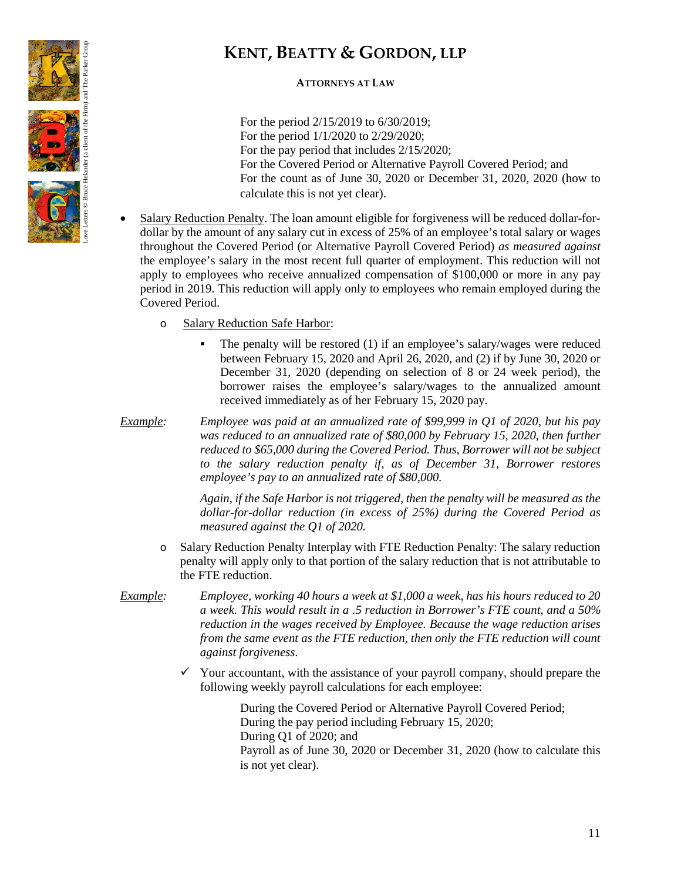For the period 2/15/2019 to 6/30/2019;
For the period 1/1/2020 to 2/29/2020;
For the pay period that includes 2/15/2020;
For the Covered Period or Alternative Payroll Covered Period; and
For the count as of June 30, 2020 or December 31, 2020, 2020 (how to calculate this is not yet clear).

- Salary Reduction Penalty. The loan amount eligible for forgiveness will be reduced dollar-for-dollar by the amount of any salary cut in excess of 25% of an employee's total salary or wages throughout the Covered Period (or Alternative Payroll Covered Period) *as measured against* the employee's salary in the most recent full quarter of employment. This reduction will not apply to employees who receive annualized compensation of $100,000 or more in any pay period in 2019. This reduction will apply only to employees who remain employed during the Covered Period.

    - Salary Reduction Safe Harbor:

        - The penalty will be restored (1) if an employee's salary/wages were reduced between February 15, 2020 and April 26, 2020, and (2) if by June 30, 2020 or December 31, 2020 (depending on selection of 8 or 24 week period), the borrower raises the employee's salary/wages to the annualized amount received immediately as of her February 15, 2020 pay.

Example: *Employee was paid at an annualized rate of $99,999 in Q1 of 2020, but his pay was reduced to an annualized rate of $80,000 by February 15, 2020, then further reduced to $65,000 during the Covered Period. Thus, Borrower will not be subject to the salary reduction penalty if, as of December 31, Borrower restores employee's pay to an annualized rate of $80,000.*

*Again, if the Safe Harbor is not triggered, then the penalty will be measured as the dollar-for-dollar reduction (in excess of 25%) during the Covered Period as measured against the Q1 of 2020.*

- Salary Reduction Penalty Interplay with FTE Reduction Penalty: The salary reduction penalty will apply only to that portion of the salary reduction that is not attributable to the FTE reduction.

Example: *Employee, working 40 hours a week at $1,000 a week, has his hours reduced to 20 a week. This would result in a .5 reduction in Borrower's FTE count, and a 50% reduction in the wages received by Employee. Because the wage reduction arises from the same event as the FTE reduction, then only the FTE reduction will count against forgiveness.*

✓ Your accountant, with the assistance of your payroll company, should prepare the following weekly payroll calculations for each employee:

During the Covered Period or Alternative Payroll Covered Period;
During the pay period including February 15, 2020;
During Q1 of 2020; and
Payroll as of June 30, 2020 or December 31, 2020 (how to calculate this is not yet clear).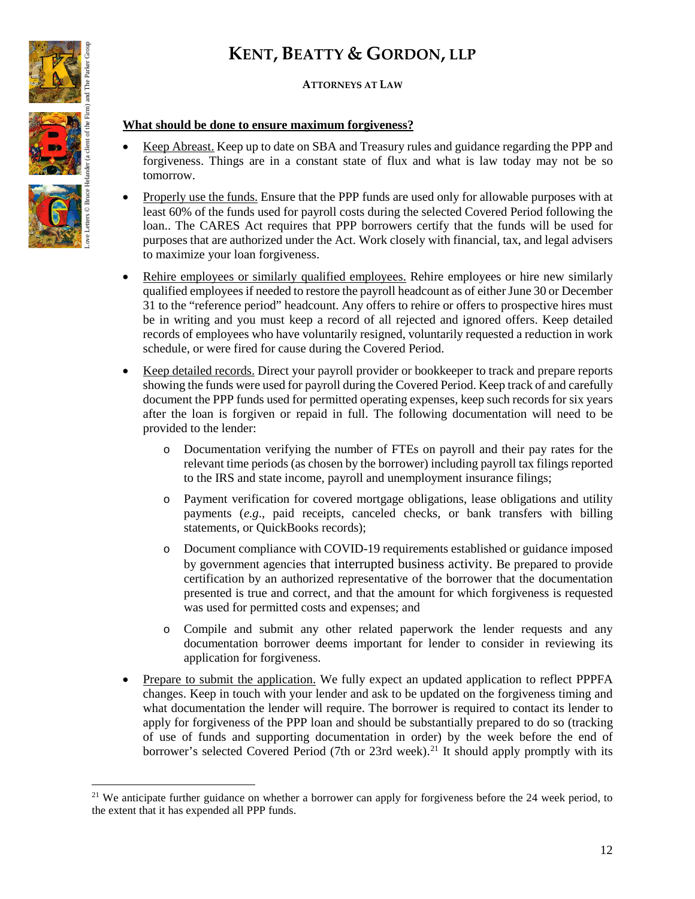**What should be done to ensure maximum forgiveness?**

- Keep Abreast. Keep up to date on SBA and Treasury rules and guidance regarding the PPP and forgiveness. Things are in a constant state of flux and what is law today may not be so tomorrow.

- Properly use the funds. Ensure that the PPP funds are used only for allowable purposes with at least 60% of the funds used for payroll costs during the selected Covered Period following the loan.. The CARES Act requires that PPP borrowers certify that the funds will be used for purposes that are authorized under the Act. Work closely with financial, tax, and legal advisers to maximize your loan forgiveness.

- Rehire employees or similarly qualified employees. Rehire employees or hire new similarly qualified employees if needed to restore the payroll headcount as of either June 30 or December 31 to the "reference period" headcount. Any offers to rehire or offers to prospective hires must be in writing and you must keep a record of all rejected and ignored offers. Keep detailed records of employees who have voluntarily resigned, voluntarily requested a reduction in work schedule, or were fired for cause during the Covered Period.

- Keep detailed records. Direct your payroll provider or bookkeeper to track and prepare reports showing the funds were used for payroll during the Covered Period. Keep track of and carefully document the PPP funds used for permitted operating expenses, keep such records for six years after the loan is forgiven or repaid in full. The following documentation will need to be provided to the lender:
  - Documentation verifying the number of FTEs on payroll and their pay rates for the relevant time periods (as chosen by the borrower) including payroll tax filings reported to the IRS and state income, payroll and unemployment insurance filings;
  - Payment verification for covered mortgage obligations, lease obligations and utility payments (*e.g*., paid receipts, canceled checks, or bank transfers with billing statements, or QuickBooks records);
  - Document compliance with COVID-19 requirements established or guidance imposed by government agencies that interrupted business activity. Be prepared to provide certification by an authorized representative of the borrower that the documentation presented is true and correct, and that the amount for which forgiveness is requested was used for permitted costs and expenses; and
  - Compile and submit any other related paperwork the lender requests and any documentation borrower deems important for lender to consider in reviewing its application for forgiveness.

- Prepare to submit the application. We fully expect an updated application to reflect PPPFA changes. Keep in touch with your lender and ask to be updated on the forgiveness timing and what documentation the lender will require. The borrower is required to contact its lender to apply for forgiveness of the PPP loan and should be substantially prepared to do so (tracking of use of funds and supporting documentation in order) by the week before the end of borrower's selected Covered Period (7th or 23rd week).[21] It should apply promptly with its

---

[21] We anticipate further guidance on whether a borrower can apply for forgiveness before the 24 week period, to the extent that it has expended all PPP funds.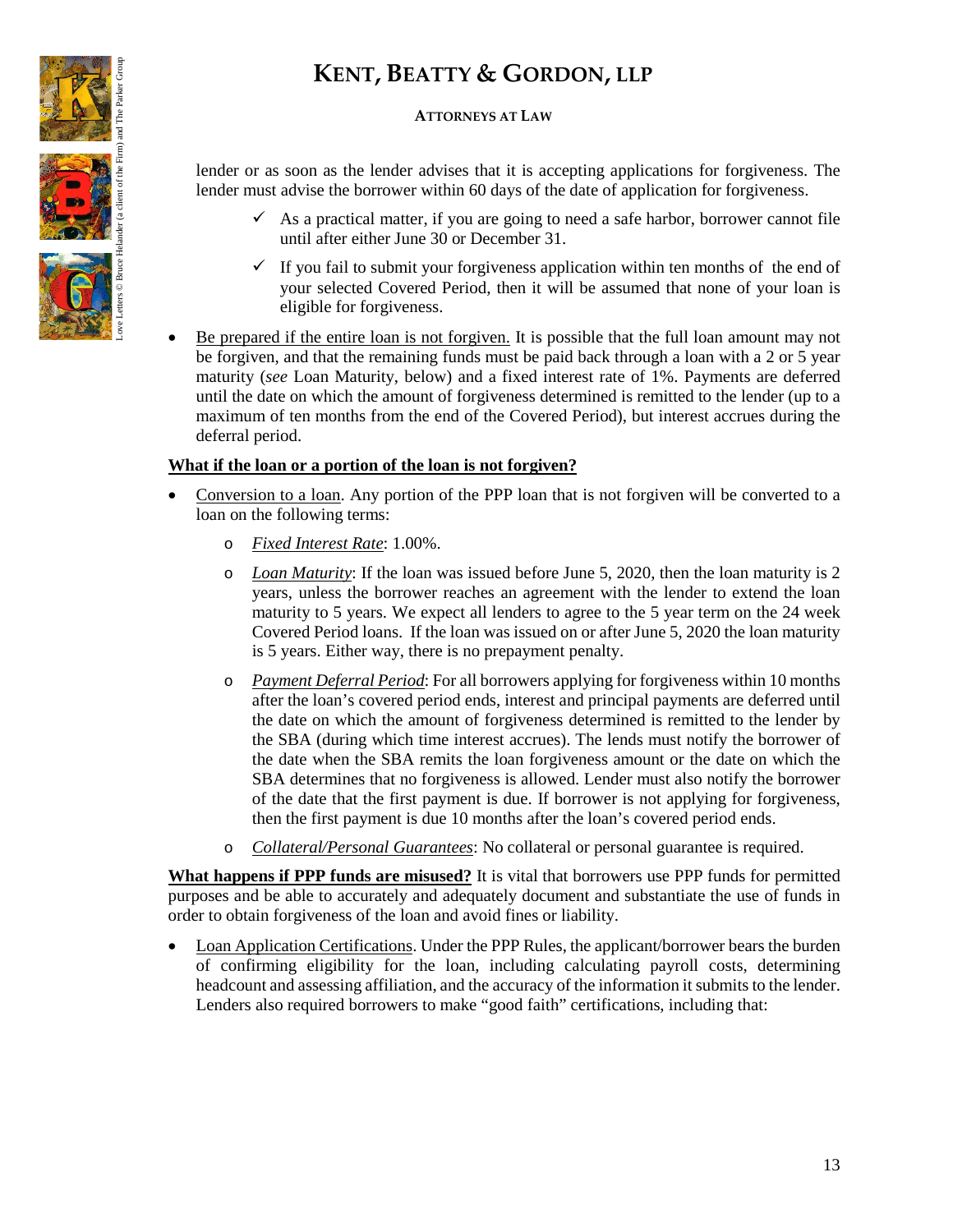lender or as soon as the lender advises that it is accepting applications for forgiveness. The lender must advise the borrower within 60 days of the date of application for forgiveness.

  - ✓ As a practical matter, if you are going to need a safe harbor, borrower cannot file until after either June 30 or December 31.
  - ✓ If you fail to submit your forgiveness application within ten months of the end of your selected Covered Period, then it will be assumed that none of your loan is eligible for forgiveness.

- Be prepared if the entire loan is not forgiven. It is possible that the full loan amount may not be forgiven, and that the remaining funds must be paid back through a loan with a 2 or 5 year maturity (*see* Loan Maturity, below) and a fixed interest rate of 1%. Payments are deferred until the date on which the amount of forgiveness determined is remitted to the lender (up to a maximum of ten months from the end of the Covered Period), but interest accrues during the deferral period.

**What if the loan or a portion of the loan is not forgiven?**

- Conversion to a loan. Any portion of the PPP loan that is not forgiven will be converted to a loan on the following terms:
  - *Fixed Interest Rate*: 1.00%.
  - *Loan Maturity*: If the loan was issued before June 5, 2020, then the loan maturity is 2 years, unless the borrower reaches an agreement with the lender to extend the loan maturity to 5 years. We expect all lenders to agree to the 5 year term on the 24 week Covered Period loans. If the loan was issued on or after June 5, 2020 the loan maturity is 5 years. Either way, there is no prepayment penalty.
  - *Payment Deferral Period*: For all borrowers applying for forgiveness within 10 months after the loan's covered period ends, interest and principal payments are deferred until the date on which the amount of forgiveness determined is remitted to the lender by the SBA (during which time interest accrues). The lends must notify the borrower of the date when the SBA remits the loan forgiveness amount or the date on which the SBA determines that no forgiveness is allowed. Lender must also notify the borrower of the date that the first payment is due. If borrower is not applying for forgiveness, then the first payment is due 10 months after the loan's covered period ends.
  - *Collateral/Personal Guarantees*: No collateral or personal guarantee is required.

**What happens if PPP funds are misused?** It is vital that borrowers use PPP funds for permitted purposes and be able to accurately and adequately document and substantiate the use of funds in order to obtain forgiveness of the loan and avoid fines or liability.

- Loan Application Certifications. Under the PPP Rules, the applicant/borrower bears the burden of confirming eligibility for the loan, including calculating payroll costs, determining headcount and assessing affiliation, and the accuracy of the information it submits to the lender. Lenders also required borrowers to make "good faith" certifications, including that: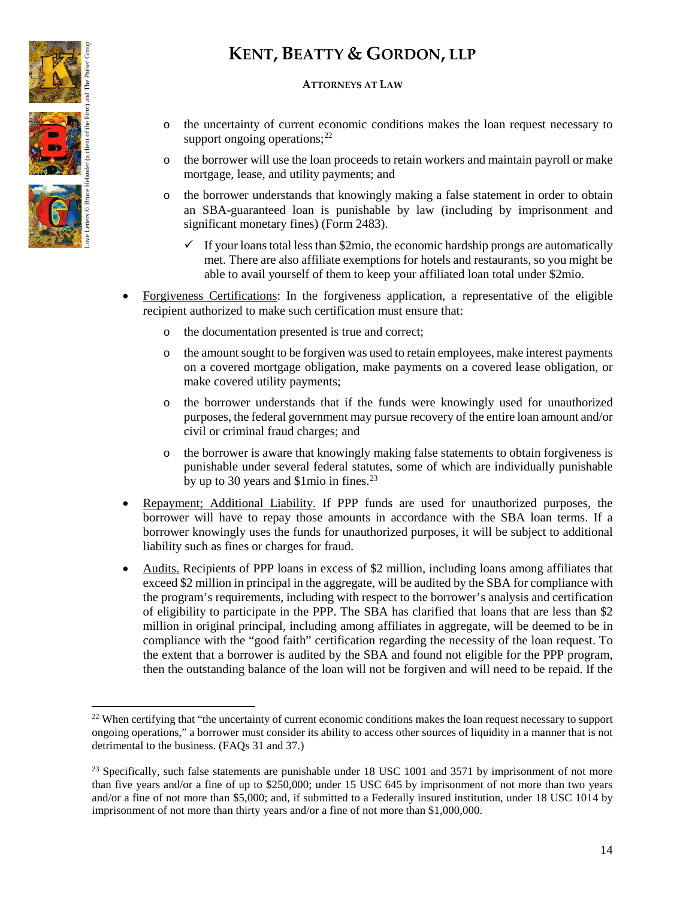- the uncertainty of current economic conditions makes the loan request necessary to support ongoing operations;[22]
  - the borrower will use the loan proceeds to retain workers and maintain payroll or make mortgage, lease, and utility payments; and
  - the borrower understands that knowingly making a false statement in order to obtain an SBA-guaranteed loan is punishable by law (including by imprisonment and significant monetary fines) (Form 2483).
    - ✓ If your loans total less than $2mio, the economic hardship prongs are automatically met. There are also affiliate exemptions for hotels and restaurants, so you might be able to avail yourself of them to keep your affiliated loan total under $2mio.

- <u>Forgiveness Certifications</u>: In the forgiveness application, a representative of the eligible recipient authorized to make such certification must ensure that:
  - the documentation presented is true and correct;
  - the amount sought to be forgiven was used to retain employees, make interest payments on a covered mortgage obligation, make payments on a covered lease obligation, or make covered utility payments;
  - the borrower understands that if the funds were knowingly used for unauthorized purposes, the federal government may pursue recovery of the entire loan amount and/or civil or criminal fraud charges; and
  - the borrower is aware that knowingly making false statements to obtain forgiveness is punishable under several federal statutes, some of which are individually punishable by up to 30 years and $1mio in fines.[23]

- <u>Repayment; Additional Liability.</u> If PPP funds are used for unauthorized purposes, the borrower will have to repay those amounts in accordance with the SBA loan terms. If a borrower knowingly uses the funds for unauthorized purposes, it will be subject to additional liability such as fines or charges for fraud.

- <u>Audits.</u> Recipients of PPP loans in excess of $2 million, including loans among affiliates that exceed $2 million in principal in the aggregate, will be audited by the SBA for compliance with the program's requirements, including with respect to the borrower's analysis and certification of eligibility to participate in the PPP. The SBA has clarified that loans that are less than $2 million in original principal, including among affiliates in aggregate, will be deemed to be in compliance with the "good faith" certification regarding the necessity of the loan request. To the extent that a borrower is audited by the SBA and found not eligible for the PPP program, then the outstanding balance of the loan will not be forgiven and will need to be repaid. If the

---

[22] When certifying that "the uncertainty of current economic conditions makes the loan request necessary to support ongoing operations," a borrower must consider its ability to access other sources of liquidity in a manner that is not detrimental to the business. (FAQs 31 and 37.)

[23] Specifically, such false statements are punishable under 18 USC 1001 and 3571 by imprisonment of not more than five years and/or a fine of up to $250,000; under 15 USC 645 by imprisonment of not more than two years and/or a fine of not more than $5,000; and, if submitted to a Federally insured institution, under 18 USC 1014 by imprisonment of not more than thirty years and/or a fine of not more than $1,000,000.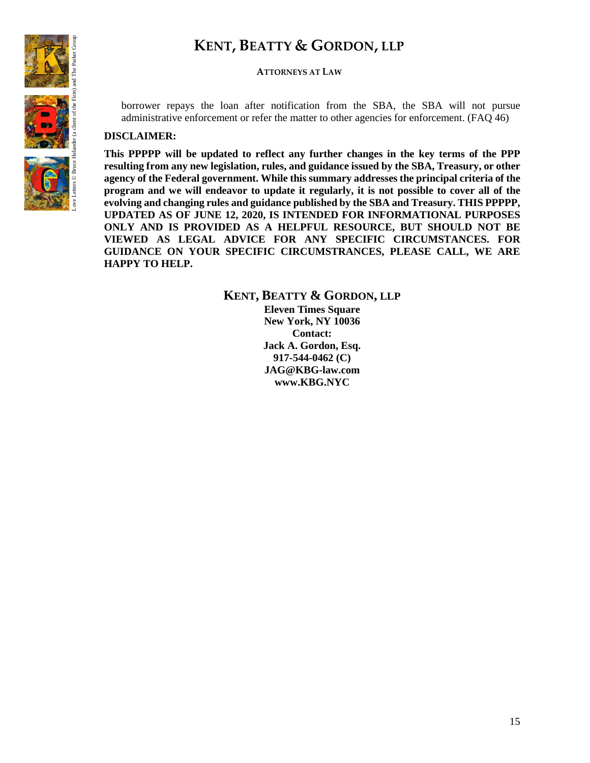borrower repays the loan after notification from the SBA, the SBA will not pursue administrative enforcement or refer the matter to other agencies for enforcement. (FAQ 46)

**DISCLAIMER:**

**This PPPPP will be updated to reflect any further changes in the key terms of the PPP resulting from any new legislation, rules, and guidance issued by the SBA, Treasury, or other agency of the Federal government. While this summary addresses the principal criteria of the program and we will endeavor to update it regularly, it is not possible to cover all of the evolving and changing rules and guidance published by the SBA and Treasury. THIS PPPPP, UPDATED AS OF JUNE 12, 2020, IS INTENDED FOR INFORMATIONAL PURPOSES ONLY AND IS PROVIDED AS A HELPFUL RESOURCE, BUT SHOULD NOT BE VIEWED AS LEGAL ADVICE FOR ANY SPECIFIC CIRCUMSTANCES. FOR GUIDANCE ON YOUR SPECIFIC CIRCUMSTRANCES, PLEASE CALL, WE ARE HAPPY TO HELP.**

**KENT, BEATTY & GORDON, LLP**
**Eleven Times Square**
**New York, NY 10036**
**Contact:**
**Jack A. Gordon, Esq.**
**917-544-0462 (C)**
**JAG@KBG-law.com**
**www.KBG.NYC**